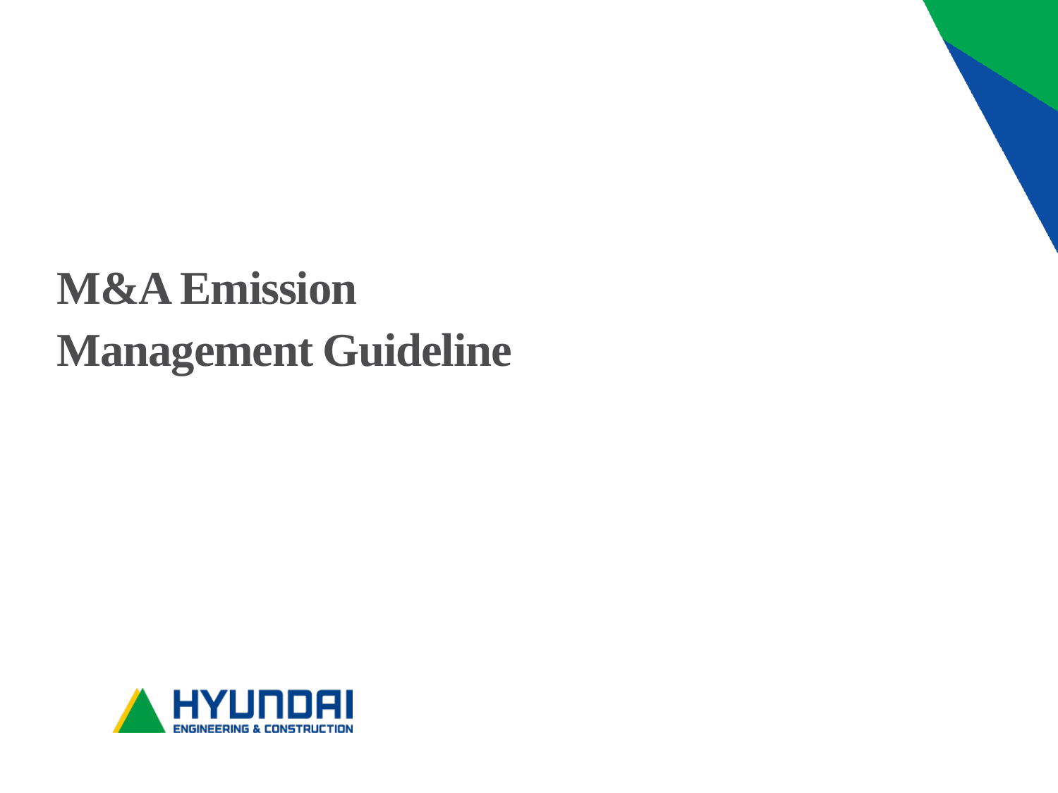# M&A Emission Management Guideline

HYUNDAI ENGINEERING & CONSTRUCTION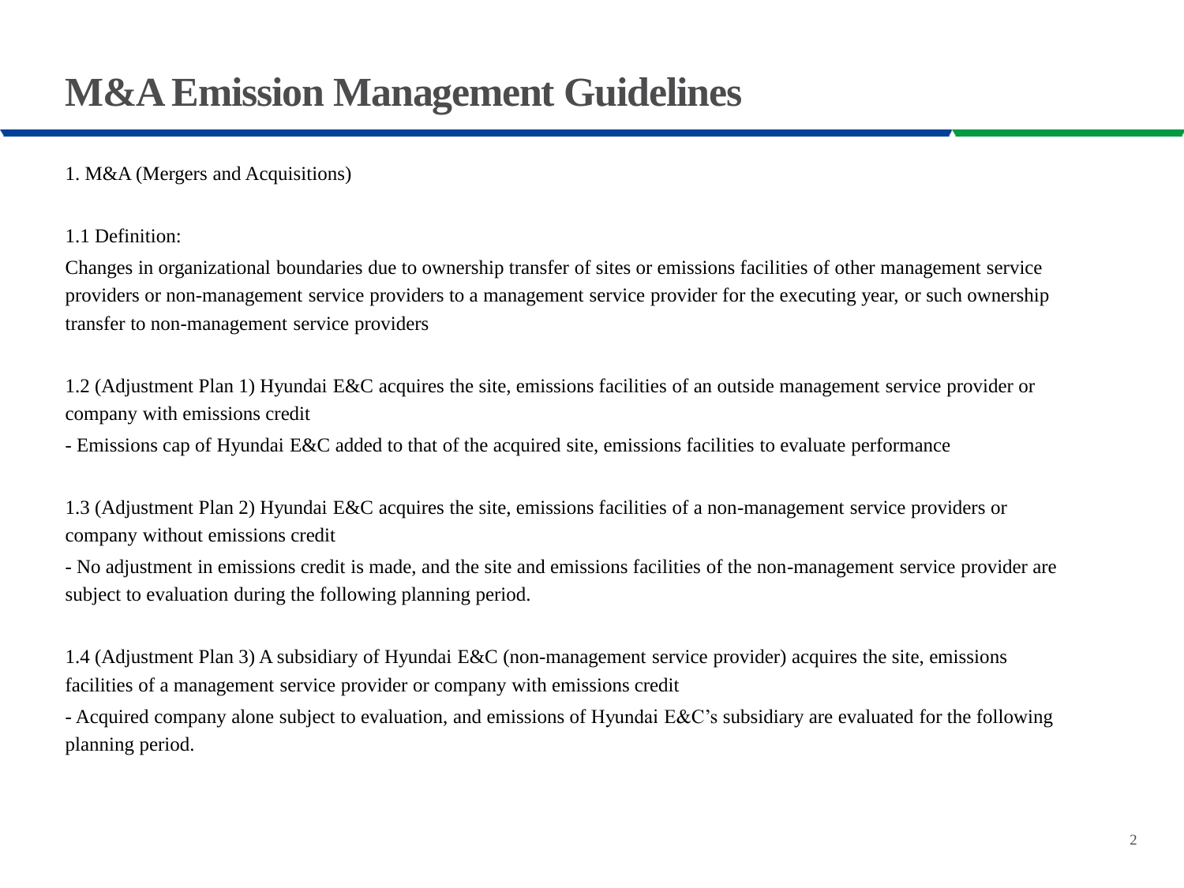# M&A Emission Management Guidelines

1. M&A (Mergers and Acquisitions)

1.1 Definition:

Changes in organizational boundaries due to ownership transfer of sites or emissions facilities of other management service providers or non-management service providers to a management service provider for the executing year, or such ownership transfer to non-management service providers

1.2 (Adjustment Plan 1) Hyundai E&C acquires the site, emissions facilities of an outside management service provider or company with emissions credit

- Emissions cap of Hyundai E&C added to that of the acquired site, emissions facilities to evaluate performance

1.3 (Adjustment Plan 2) Hyundai E&C acquires the site, emissions facilities of a non-management service providers or company without emissions credit

- No adjustment in emissions credit is made, and the site and emissions facilities of the non-management service provider are subject to evaluation during the following planning period.

1.4 (Adjustment Plan 3) A subsidiary of Hyundai E&C (non-management service provider) acquires the site, emissions facilities of a management service provider or company with emissions credit

- Acquired company alone subject to evaluation, and emissions of Hyundai E&C's subsidiary are evaluated for the following planning period.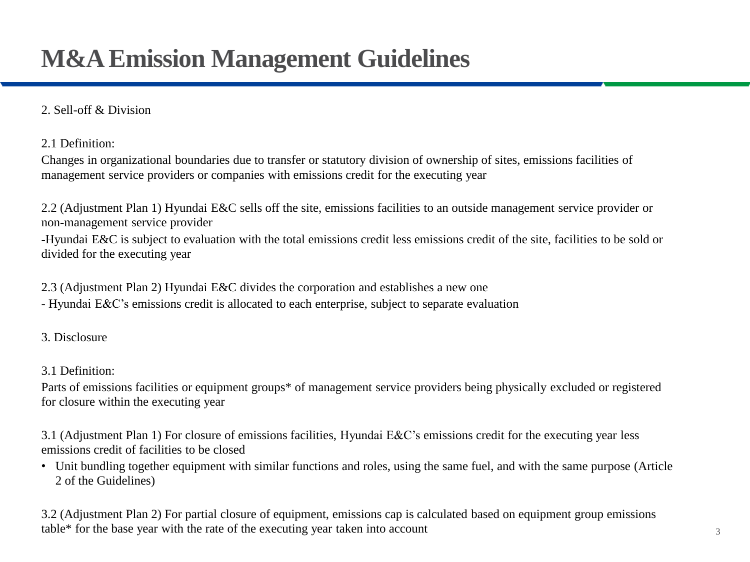# M&A Emission Management Guidelines

2. Sell-off & Division

2.1 Definition:

Changes in organizational boundaries due to transfer or statutory division of ownership of sites, emissions facilities of management service providers or companies with emissions credit for the executing year

2.2 (Adjustment Plan 1) Hyundai E&C sells off the site, emissions facilities to an outside management service provider or non-management service provider

-Hyundai E&C is subject to evaluation with the total emissions credit less emissions credit of the site, facilities to be sold or divided for the executing year

2.3 (Adjustment Plan 2) Hyundai E&C divides the corporation and establishes a new one

- Hyundai E&C's emissions credit is allocated to each enterprise, subject to separate evaluation

3. Disclosure

3.1 Definition:

Parts of emissions facilities or equipment groups* of management service providers being physically excluded or registered for closure within the executing year

3.1 (Adjustment Plan 1) For closure of emissions facilities, Hyundai E&C's emissions credit for the executing year less emissions credit of facilities to be closed

- Unit bundling together equipment with similar functions and roles, using the same fuel, and with the same purpose (Article 2 of the Guidelines)

3.2 (Adjustment Plan 2) For partial closure of equipment, emissions cap is calculated based on equipment group emissions table* for the base year with the rate of the executing year taken into account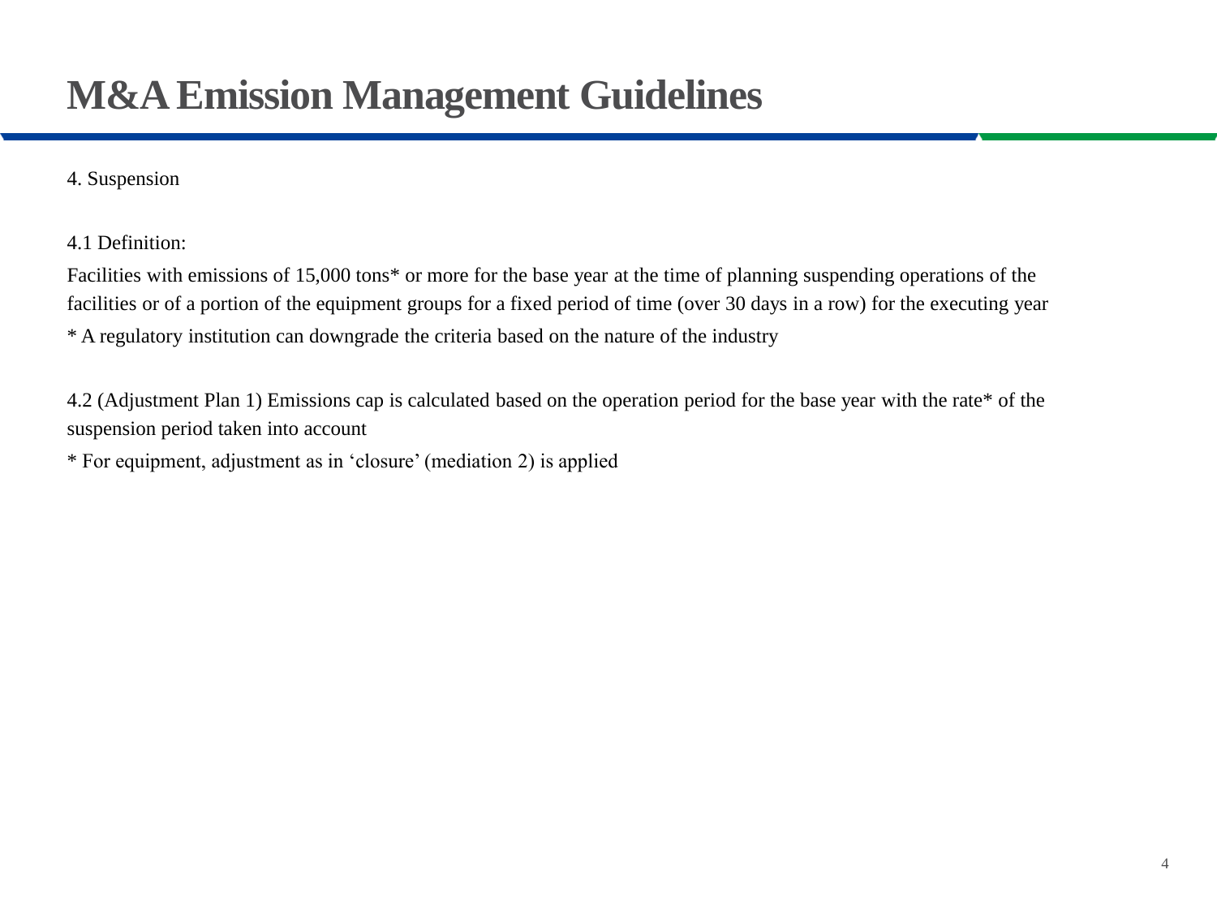# M&A Emission Management Guidelines

4. Suspension

4.1 Definition:

Facilities with emissions of 15,000 tons* or more for the base year at the time of planning suspending operations of the facilities or of a portion of the equipment groups for a fixed period of time (over 30 days in a row) for the executing year

* A regulatory institution can downgrade the criteria based on the nature of the industry

4.2 (Adjustment Plan 1) Emissions cap is calculated based on the operation period for the base year with the rate* of the suspension period taken into account

* For equipment, adjustment as in 'closure' (mediation 2) is applied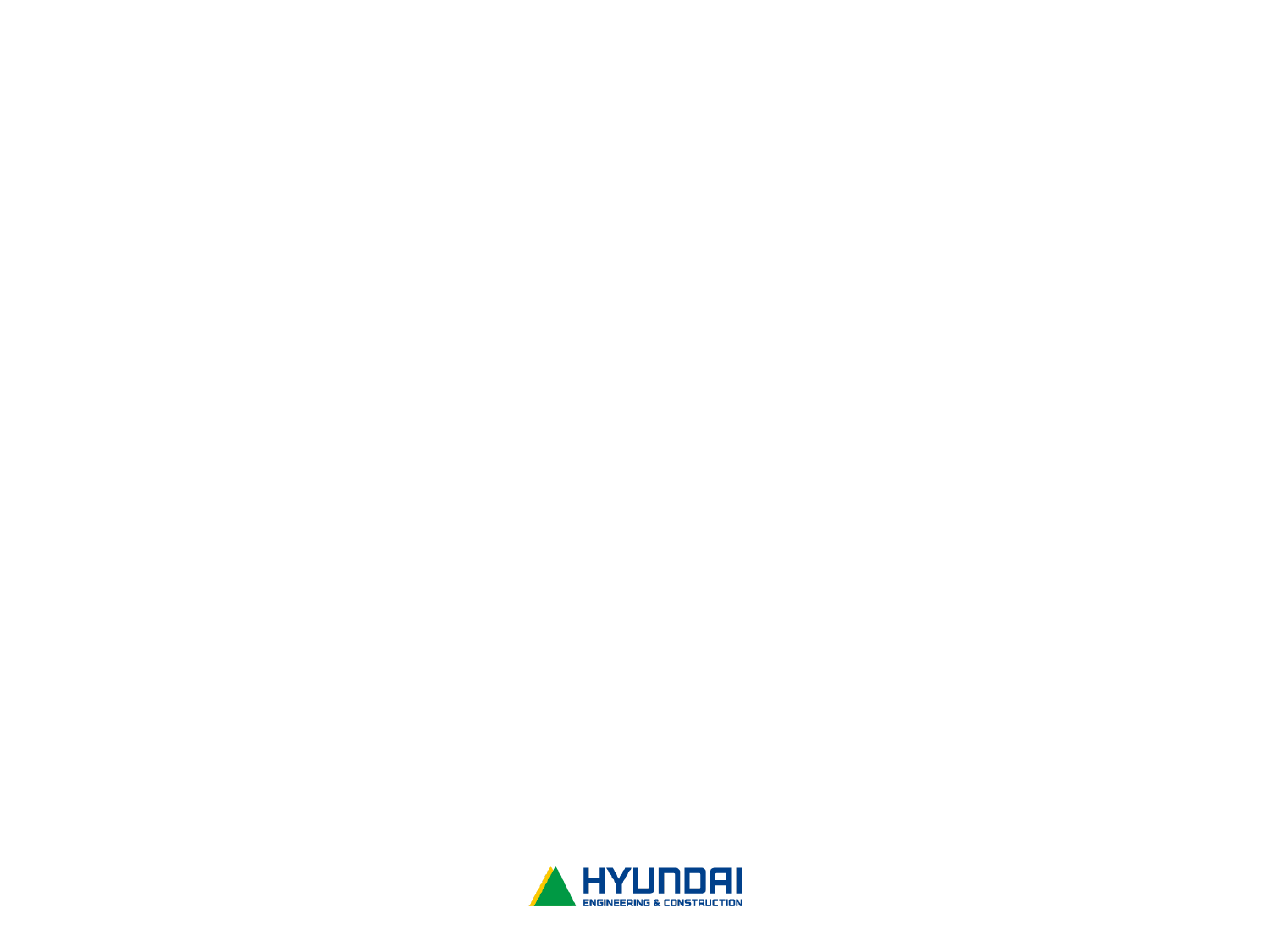HYUNDAI

ENGINEERING & CONSTRUCTION